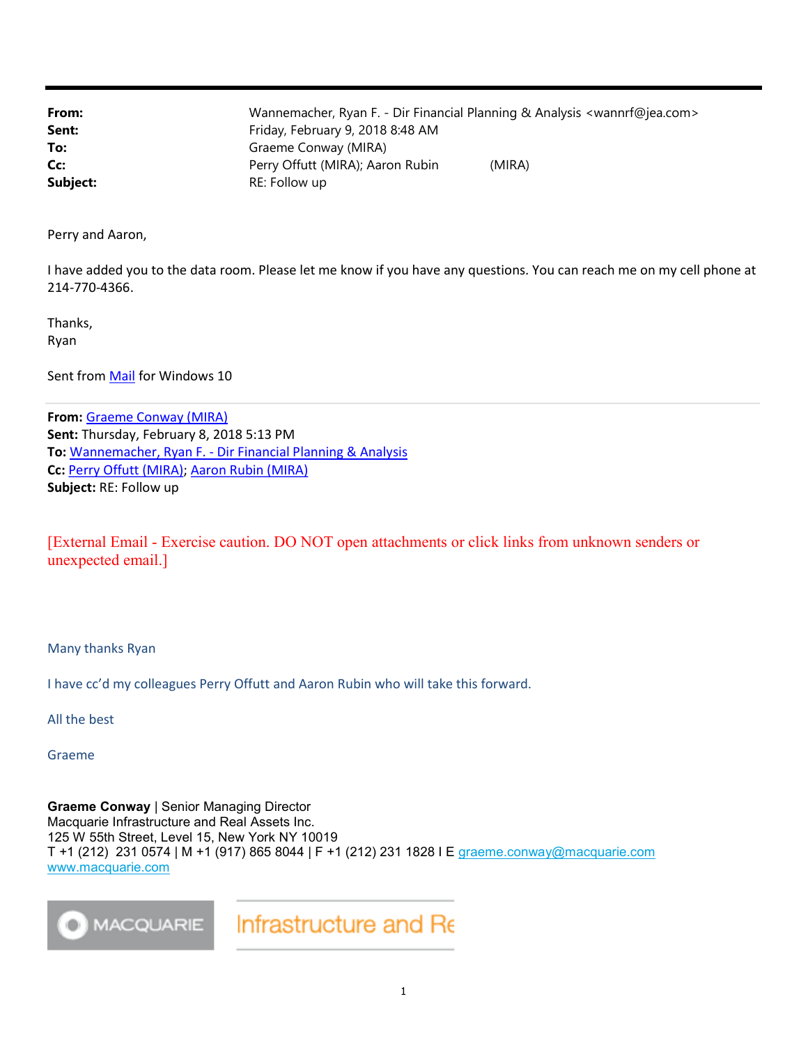**From:** Wannemacher, Ryan F. - Dir Financial Planning & Analysis <wannrf@jea.com>
**Sent:** Friday, February 9, 2018 8:48 AM
**To:** Graeme Conway (MIRA)
**Cc:** Perry Offutt (MIRA); Aaron Rubin (MIRA)
**Subject:** RE: Follow up

Perry and Aaron,

I have added you to the data room. Please let me know if you have any questions. You can reach me on my cell phone at 214-770-4366.

Thanks,
Ryan

Sent from Mail for Windows 10

---

**From:** Graeme Conway (MIRA)
**Sent:** Thursday, February 8, 2018 5:13 PM
**To:** Wannemacher, Ryan F. - Dir Financial Planning & Analysis
**Cc:** Perry Offutt (MIRA); Aaron Rubin (MIRA)
**Subject:** RE: Follow up

[External Email - Exercise caution. DO NOT open attachments or click links from unknown senders or unexpected email.]

Many thanks Ryan

I have cc'd my colleagues Perry Offutt and Aaron Rubin who will take this forward.

All the best

Graeme

**Graeme Conway** | Senior Managing Director
Macquarie Infrastructure and Real Assets Inc.
125 W 55th Street, Level 15, New York NY 10019
T +1 (212) 231 0574 | M +1 (917) 865 8044 | F +1 (212) 231 1828 I E graeme.conway@macquarie.com
www.macquarie.com

MACQUARIE Infrastructure and Re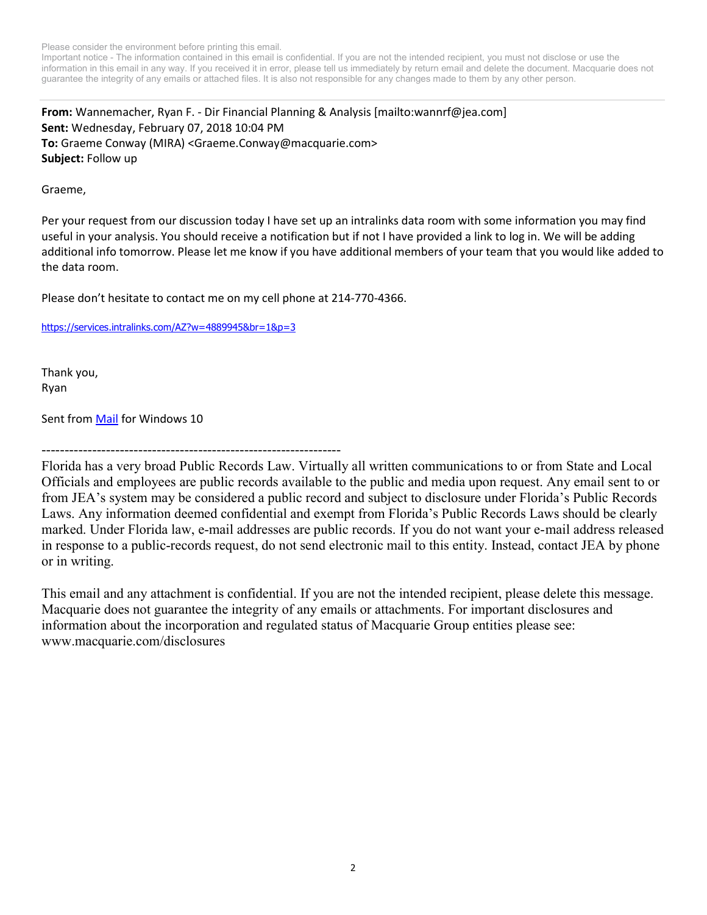Please consider the environment before printing this email.
Important notice - The information contained in this email is confidential. If you are not the intended recipient, you must not disclose or use the information in this email in any way. If you received it in error, please tell us immediately by return email and delete the document. Macquarie does not guarantee the integrity of any emails or attached files. It is also not responsible for any changes made to them by any other person.

---

**From:** Wannemacher, Ryan F. - Dir Financial Planning & Analysis [mailto:wannrf@jea.com]
**Sent:** Wednesday, February 07, 2018 10:04 PM
**To:** Graeme Conway (MIRA) <Graeme.Conway@macquarie.com>
**Subject:** Follow up

Graeme,

Per your request from our discussion today I have set up an intralinks data room with some information you may find useful in your analysis. You should receive a notification but if not I have provided a link to log in. We will be adding additional info tomorrow. Please let me know if you have additional members of your team that you would like added to the data room.

Please don't hesitate to contact me on my cell phone at 214-770-4366.

https://services.intralinks.com/AZ?w=4889945&br=1&p=3

Thank you,
Ryan

Sent from Mail for Windows 10

---

Florida has a very broad Public Records Law. Virtually all written communications to or from State and Local Officials and employees are public records available to the public and media upon request. Any email sent to or from JEA's system may be considered a public record and subject to disclosure under Florida's Public Records Laws. Any information deemed confidential and exempt from Florida's Public Records Laws should be clearly marked. Under Florida law, e-mail addresses are public records. If you do not want your e-mail address released in response to a public-records request, do not send electronic mail to this entity. Instead, contact JEA by phone or in writing.

This email and any attachment is confidential. If you are not the intended recipient, please delete this message. Macquarie does not guarantee the integrity of any emails or attachments. For important disclosures and information about the incorporation and regulated status of Macquarie Group entities please see: www.macquarie.com/disclosures